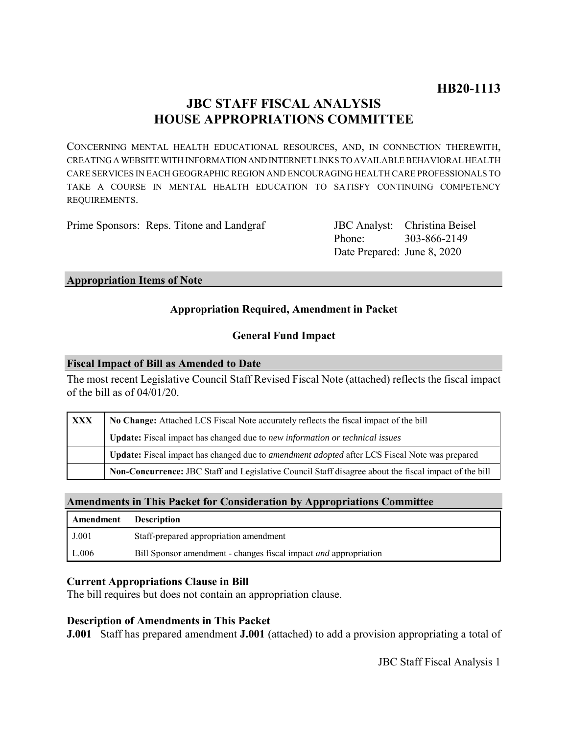**HB20-1113**

# JBC STAFF FISCAL ANALYSIS
# HOUSE APPROPRIATIONS COMMITTEE

CONCERNING MENTAL HEALTH EDUCATIONAL RESOURCES, AND, IN CONNECTION THEREWITH, CREATING A WEBSITE WITH INFORMATION AND INTERNET LINKS TO AVAILABLE BEHAVIORAL HEALTH CARE SERVICES IN EACH GEOGRAPHIC REGION AND ENCOURAGING HEALTH CARE PROFESSIONALS TO TAKE A COURSE IN MENTAL HEALTH EDUCATION TO SATISFY CONTINUING COMPETENCY REQUIREMENTS.

Prime Sponsors: Reps. Titone and Landgraf

JBC Analyst: Christina Beisel
Phone: 303-866-2149
Date Prepared: June 8, 2020

## Appropriation Items of Note

**Appropriation Required, Amendment in Packet**

**General Fund Impact**

## Fiscal Impact of Bill as Amended to Date

The most recent Legislative Council Staff Revised Fiscal Note (attached) reflects the fiscal impact of the bill as of 04/01/20.

| | |
|---|---|
| **XXX** | **No Change:** Attached LCS Fiscal Note accurately reflects the fiscal impact of the bill |
| | **Update:** Fiscal impact has changed due to *new information or technical issues* |
| | **Update:** Fiscal impact has changed due to *amendment adopted* after LCS Fiscal Note was prepared |
| | **Non-Concurrence:** JBC Staff and Legislative Council Staff disagree about the fiscal impact of the bill |

## Amendments in This Packet for Consideration by Appropriations Committee

| Amendment | Description |
|---|---|
| J.001 | Staff-prepared appropriation amendment |
| L.006 | Bill Sponsor amendment - changes fiscal impact *and* appropriation |

### Current Appropriations Clause in Bill

The bill requires but does not contain an appropriation clause.

### Description of Amendments in This Packet

**J.001** Staff has prepared amendment **J.001** (attached) to add a provision appropriating a total of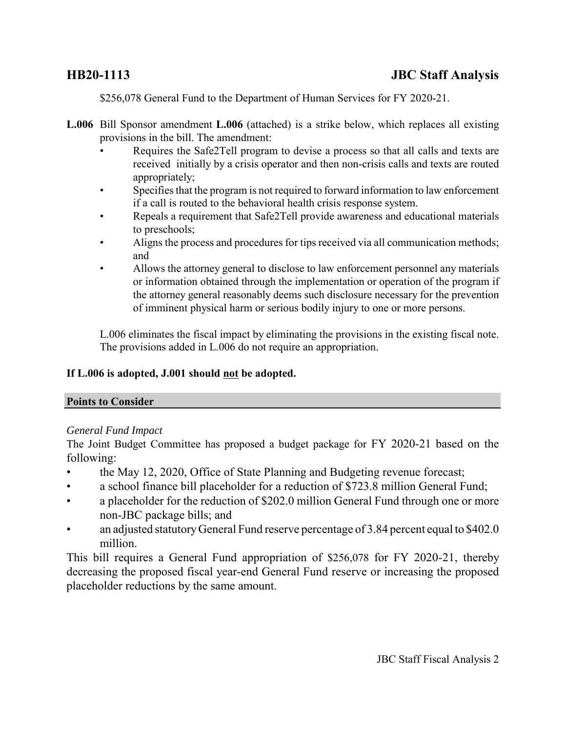$256,078 General Fund to the Department of Human Services for FY 2020-21.

**L.006** Bill Sponsor amendment **L.006** (attached) is a strike below, which replaces all existing provisions in the bill. The amendment:

- Requires the Safe2Tell program to devise a process so that all calls and texts are received initially by a crisis operator and then non-crisis calls and texts are routed appropriately;
- Specifies that the program is not required to forward information to law enforcement if a call is routed to the behavioral health crisis response system.
- Repeals a requirement that Safe2Tell provide awareness and educational materials to preschools;
- Aligns the process and procedures for tips received via all communication methods; and
- Allows the attorney general to disclose to law enforcement personnel any materials or information obtained through the implementation or operation of the program if the attorney general reasonably deems such disclosure necessary for the prevention of imminent physical harm or serious bodily injury to one or more persons.

L.006 eliminates the fiscal impact by eliminating the provisions in the existing fiscal note. The provisions added in L.006 do not require an appropriation.

**If L.006 is adopted, J.001 should not be adopted.**

## Points to Consider

*General Fund Impact*

The Joint Budget Committee has proposed a budget package for FY 2020-21 based on the following:

- the May 12, 2020, Office of State Planning and Budgeting revenue forecast;
- a school finance bill placeholder for a reduction of $723.8 million General Fund;
- a placeholder for the reduction of $202.0 million General Fund through one or more non-JBC package bills; and
- an adjusted statutory General Fund reserve percentage of 3.84 percent equal to $402.0 million.

This bill requires a General Fund appropriation of $256,078 for FY 2020-21, thereby decreasing the proposed fiscal year-end General Fund reserve or increasing the proposed placeholder reductions by the same amount.